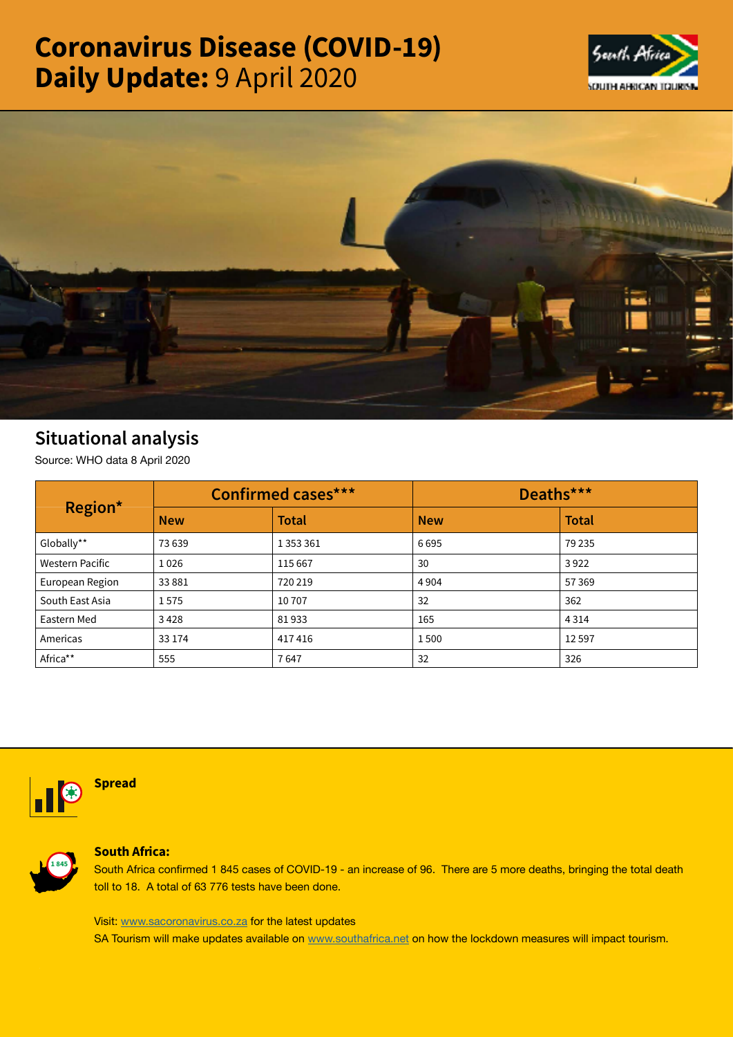# Coronavirus Disease (COVID-19)
# Daily Update: 9 April 2020

## Situational analysis

Source: WHO data 8 April 2020

| Region* | Confirmed cases*** | | Deaths*** | |
|---|---|---|---|---|
| | New | Total | New | Total |
| Globally** | 73 639 | 1 353 361 | 6 695 | 79 235 |
| Western Pacific | 1 026 | 115 667 | 30 | 3 922 |
| European Region | 33 881 | 720 219 | 4 904 | 57 369 |
| South East Asia | 1 575 | 10 707 | 32 | 362 |
| Eastern Med | 3 428 | 81 933 | 165 | 4 314 |
| Americas | 33 174 | 417 416 | 1 500 | 12 597 |
| Africa** | 555 | 7 647 | 32 | 326 |

### Spread

**South Africa:**

South Africa confirmed 1 845 cases of COVID-19 - an increase of 96. There are 5 more deaths, bringing the total death toll to 18. A total of 63 776 tests have been done.

Visit: www.sacoronavirus.co.za for the latest updates

SA Tourism will make updates available on www.southafrica.net on how the lockdown measures will impact tourism.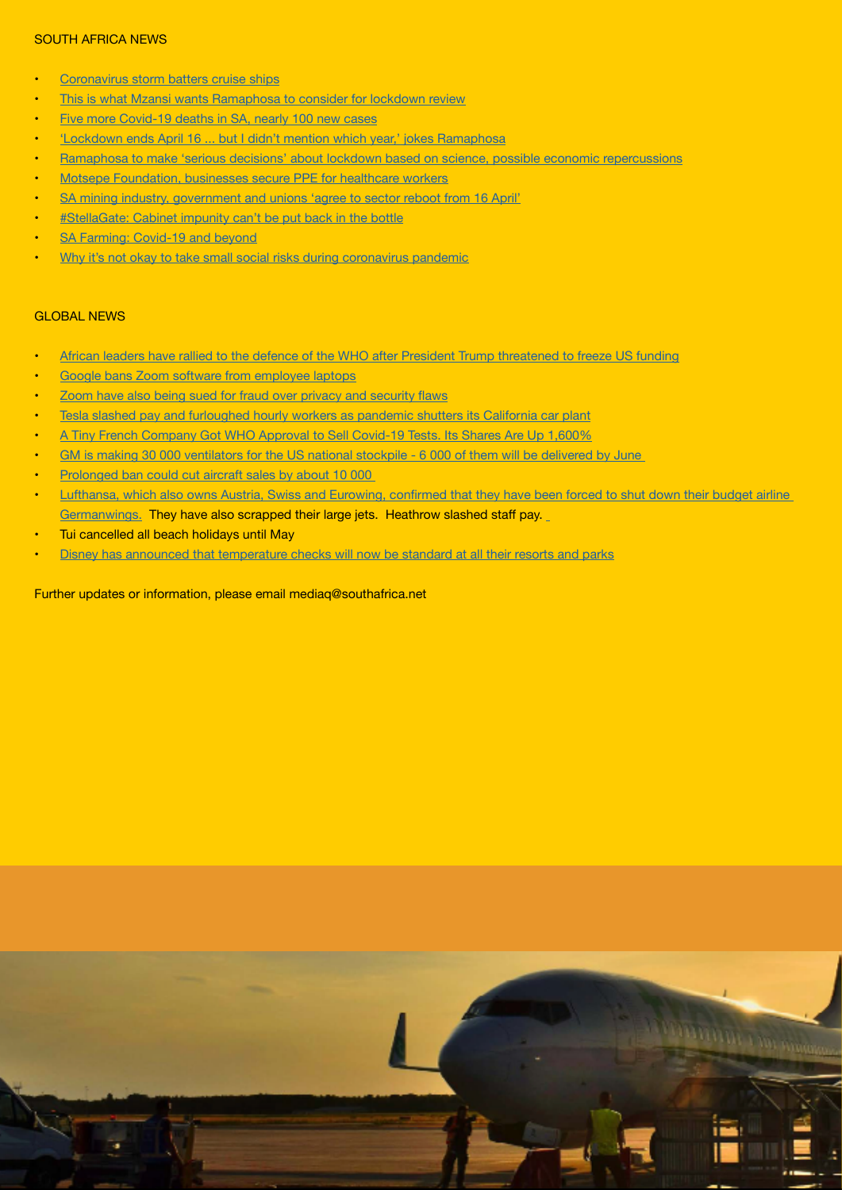SOUTH AFRICA NEWS

- Coronavirus storm batters cruise ships
- This is what Mzansi wants Ramaphosa to consider for lockdown review
- Five more Covid-19 deaths in SA, nearly 100 new cases
- 'Lockdown ends April 16 ... but I didn't mention which year,' jokes Ramaphosa
- Ramaphosa to make 'serious decisions' about lockdown based on science, possible economic repercussions
- Motsepe Foundation, businesses secure PPE for healthcare workers
- SA mining industry, government and unions 'agree to sector reboot from 16 April'
- #StellaGate: Cabinet impunity can't be put back in the bottle
- SA Farming: Covid-19 and beyond
- Why it's not okay to take small social risks during coronavirus pandemic

GLOBAL NEWS

- African leaders have rallied to the defence of the WHO after President Trump threatened to freeze US funding
- Google bans Zoom software from employee laptops
- Zoom have also being sued for fraud over privacy and security flaws
- Tesla slashed pay and furloughed hourly workers as pandemic shutters its California car plant
- A Tiny French Company Got WHO Approval to Sell Covid-19 Tests. Its Shares Are Up 1,600%
- GM is making 30 000 ventilators for the US national stockpile - 6 000 of them will be delivered by June
- Prolonged ban could cut aircraft sales by about 10 000
- Lufthansa, which also owns Austria, Swiss and Eurowing, confirmed that they have been forced to shut down their budget airline Germanwings. They have also scrapped their large jets. Heathrow slashed staff pay.
- Tui cancelled all beach holidays until May
- Disney has announced that temperature checks will now be standard at all their resorts and parks

Further updates or information, please email mediaq@southafrica.net